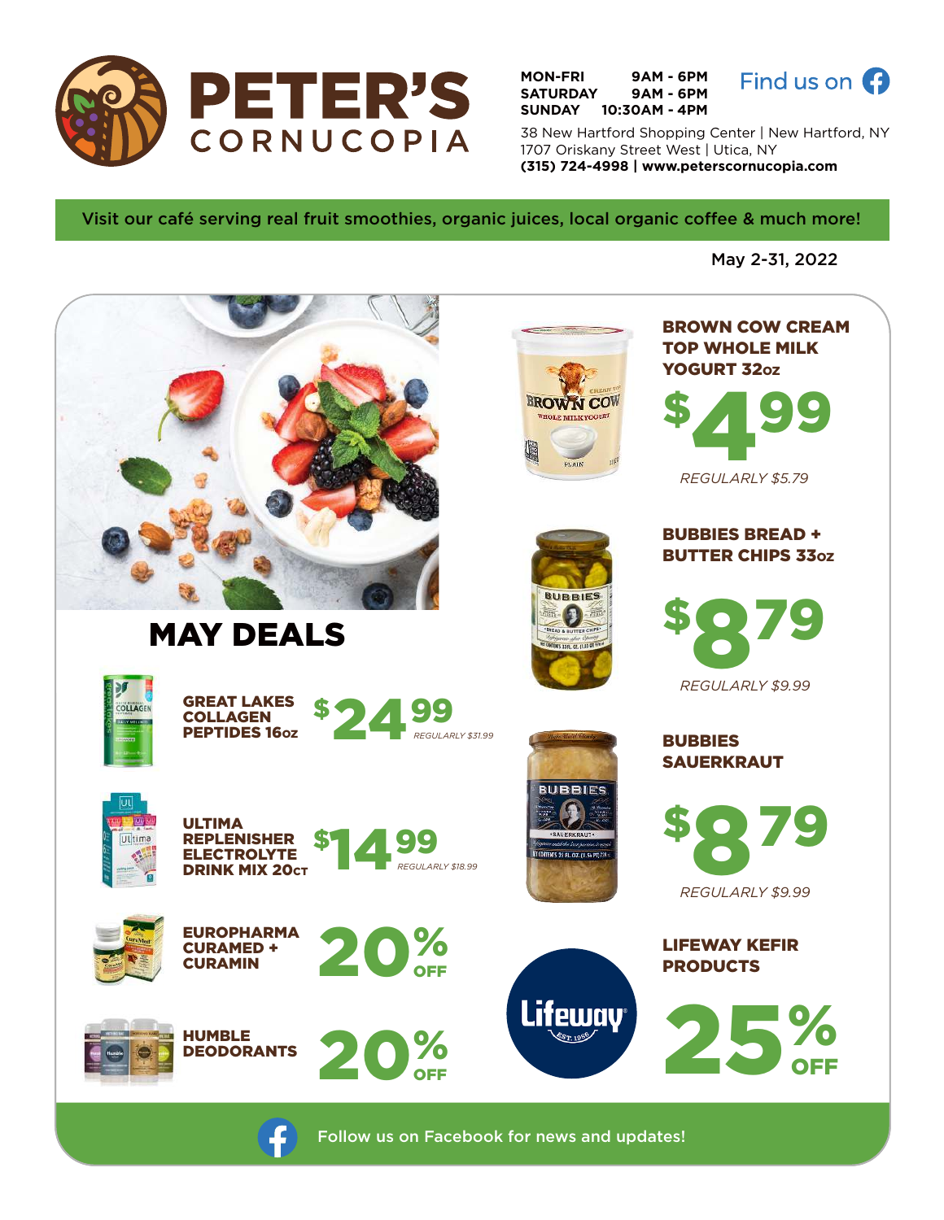# PETER'S CORNUCOPIA

MON-FRI 9AM - 6PM
SATURDAY 9AM - 6PM
SUNDAY 10:30AM - 4PM

Find us on Facebook

38 New Hartford Shopping Center | New Hartford, NY
1707 Oriskany Street West | Utica, NY
**(315) 724-4998 | www.peterscornucopia.com**

Visit our café serving real fruit smoothies, organic juices, local organic coffee & much more!

May 2-31, 2022

## MAY DEALS

**GREAT LAKES COLLAGEN PEPTIDES 16oz**
$24.99
*REGULARLY $31.99*

**ULTIMA REPLENISHER ELECTROLYTE DRINK MIX 20ct**
$14.99
*REGULARLY $18.99*

**EUROPHARMA CURAMED + CURAMIN**
20% OFF

**HUMBLE DEODORANTS**
20% OFF

**BROWN COW CREAM TOP WHOLE MILK YOGURT 32oz**
$4.99
*REGULARLY $5.79*

**BUBBIES BREAD + BUTTER CHIPS 33oz**
$8.79
*REGULARLY $9.99*

**BUBBIES SAUERKRAUT**
$8.79
*REGULARLY $9.99*

**LIFEWAY KEFIR PRODUCTS**
25% OFF

Follow us on Facebook for news and updates!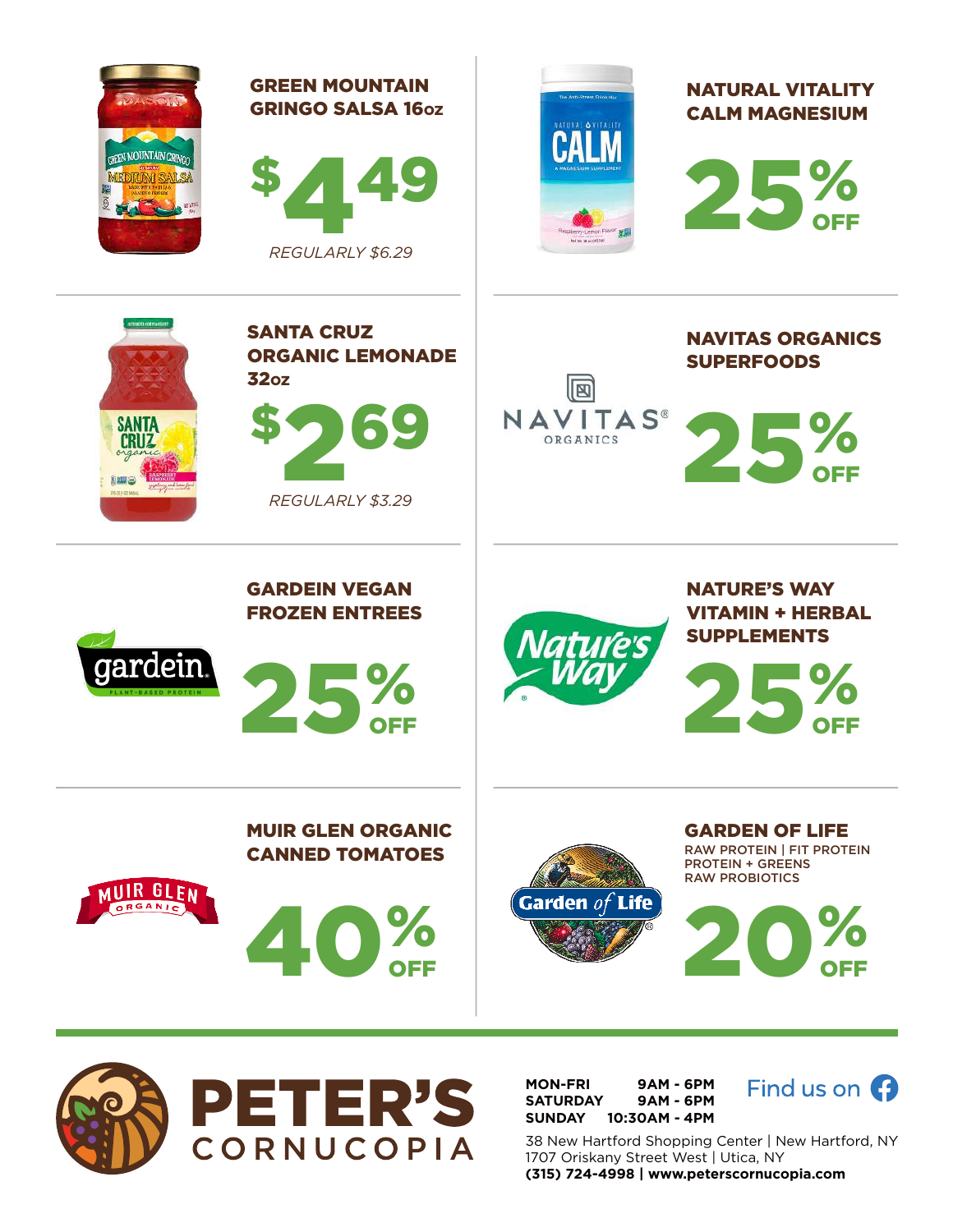## GREEN MOUNTAIN GRINGO SALSA 16oz

**$4.49**

*REGULARLY $6.29*

## NATURAL VITALITY CALM MAGNESIUM

**25% OFF**

## SANTA CRUZ ORGANIC LEMONADE 32oz

**$2.69**

*REGULARLY $3.29*

## NAVITAS ORGANICS SUPERFOODS

**25% OFF**

## GARDEIN VEGAN FROZEN ENTREES

**25% OFF**

## NATURE'S WAY VITAMIN + HERBAL SUPPLEMENTS

**25% OFF**

## MUIR GLEN ORGANIC CANNED TOMATOES

**40% OFF**

## GARDEN OF LIFE

RAW PROTEIN | FIT PROTEIN
PROTEIN + GREENS
RAW PROBIOTICS

**20% OFF**

---

# PETER'S CORNUCOPIA

**MON-FRI** 9AM - 6PM
**SATURDAY** 9AM - 6PM
**SUNDAY** 10:30AM - 4PM

Find us on Facebook

38 New Hartford Shopping Center | New Hartford, NY
1707 Oriskany Street West | Utica, NY
**(315) 724-4998 | www.peterscornucopia.com**